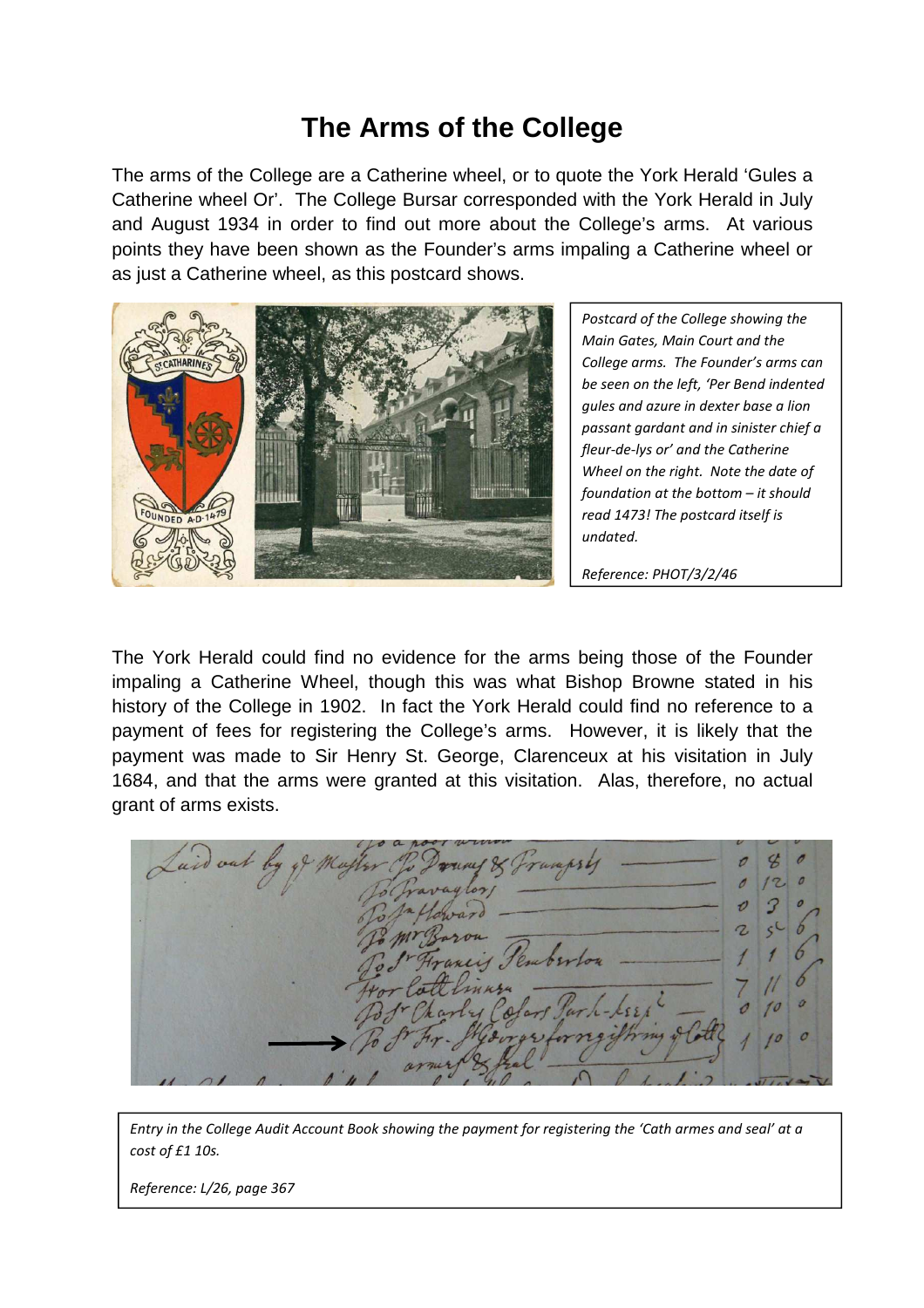# The Arms of the College

The arms of the College are a Catherine wheel, or to quote the York Herald 'Gules a Catherine wheel Or'. The College Bursar corresponded with the York Herald in July and August 1934 in order to find out more about the College's arms. At various points they have been shown as the Founder's arms impaling a Catherine wheel or as just a Catherine wheel, as this postcard shows.

*Postcard of the College showing the Main Gates, Main Court and the College arms. The Founder's arms can be seen on the left, 'Per Bend indented gules and azure in dexter base a lion passant gardant and in sinister chief a fleur-de-lys or' and the Catherine Wheel on the right. Note the date of foundation at the bottom – it should read 1473! The postcard itself is undated.*

*Reference: PHOT/3/2/46*

The York Herald could find no evidence for the arms being those of the Founder impaling a Catherine Wheel, though this was what Bishop Browne stated in his history of the College in 1902. In fact the York Herald could find no reference to a payment of fees for registering the College's arms. However, it is likely that the payment was made to Sir Henry St. George, Clarenceux at his visitation in July 1684, and that the arms were granted at this visitation. Alas, therefore, no actual grant of arms exists.

*Entry in the College Audit Account Book showing the payment for registering the 'Cath armes and seal' at a cost of £1 10s.*

*Reference: L/26, page 367*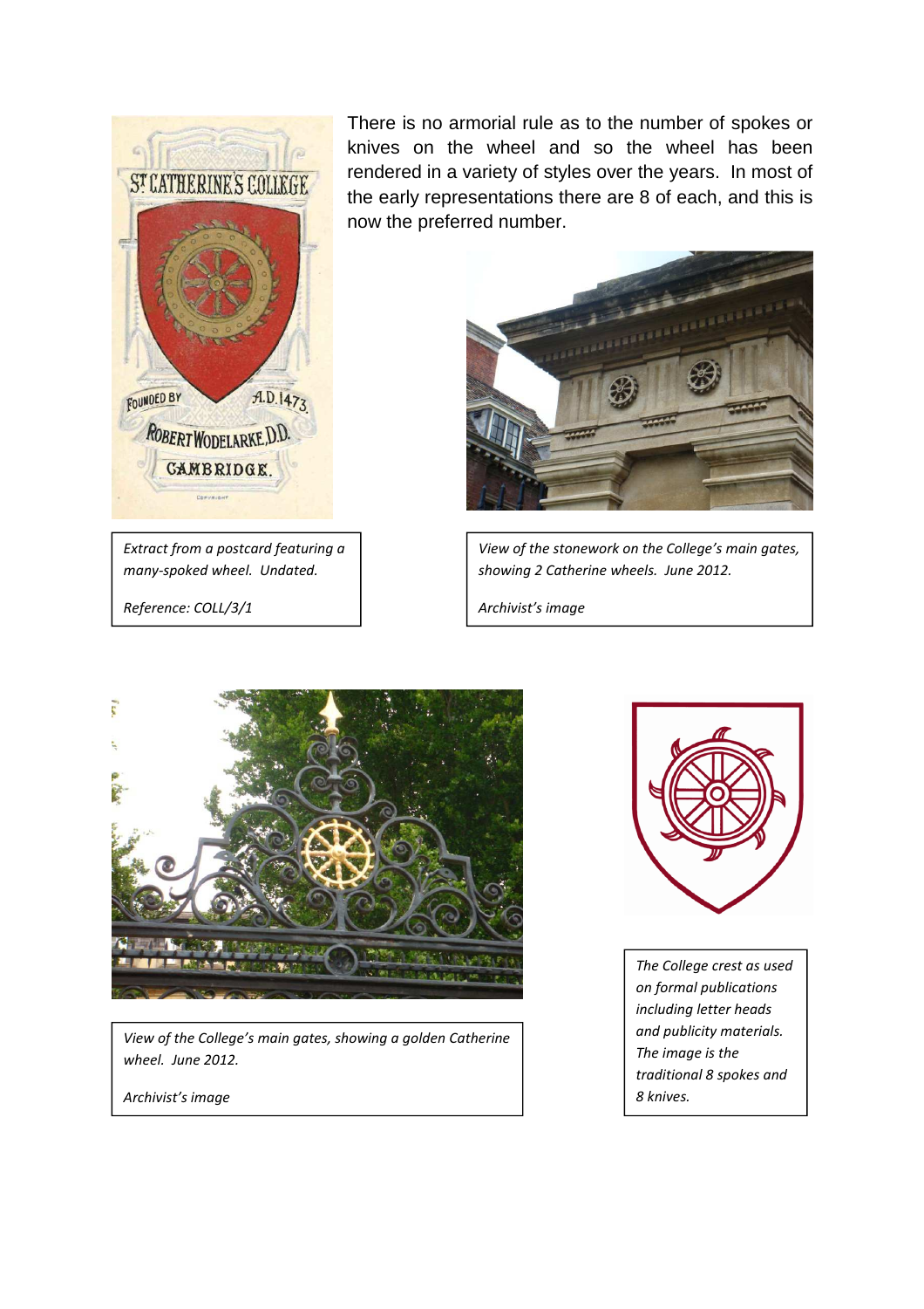There is no armorial rule as to the number of spokes or knives on the wheel and so the wheel has been rendered in a variety of styles over the years. In most of the early representations there are 8 of each, and this is now the preferred number.

*Extract from a postcard featuring a many-spoked wheel. Undated.*

*Reference: COLL/3/1*

*View of the stonework on the College's main gates, showing 2 Catherine wheels. June 2012.*

*Archivist's image*

*View of the College's main gates, showing a golden Catherine wheel. June 2012.*

*Archivist's image*

*The College crest as used on formal publications including letter heads and publicity materials. The image is the traditional 8 spokes and 8 knives.*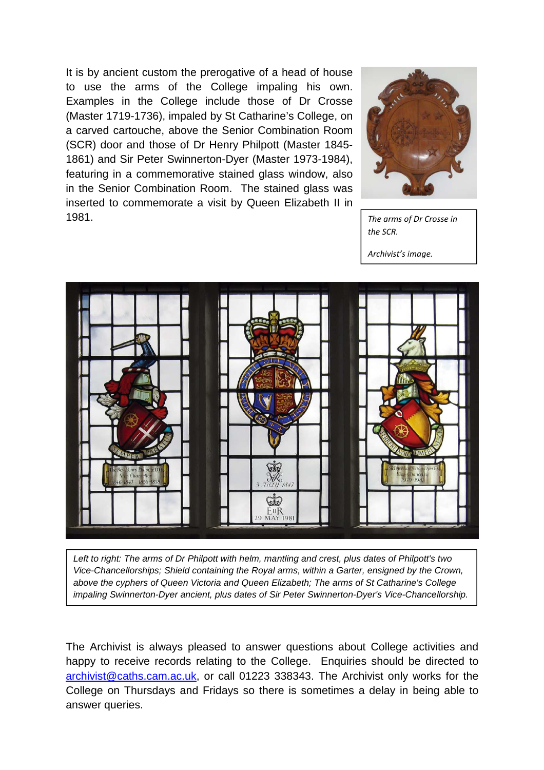It is by ancient custom the prerogative of a head of house to use the arms of the College impaling his own. Examples in the College include those of Dr Crosse (Master 1719-1736), impaled by St Catharine's College, on a carved cartouche, above the Senior Combination Room (SCR) door and those of Dr Henry Philpott (Master 1845-1861) and Sir Peter Swinnerton-Dyer (Master 1973-1984), featuring in a commemorative stained glass window, also in the Senior Combination Room. The stained glass was inserted to commemorate a visit by Queen Elizabeth II in 1981.

*The arms of Dr Crosse in the SCR.*

*Archivist's image.*

*Left to right: The arms of Dr Philpott with helm, mantling and crest, plus dates of Philpott's two Vice-Chancellorships; Shield containing the Royal arms, within a Garter, ensigned by the Crown, above the cyphers of Queen Victoria and Queen Elizabeth; The arms of St Catharine's College impaling Swinnerton-Dyer ancient, plus dates of Sir Peter Swinnerton-Dyer's Vice-Chancellorship.*

The Archivist is always pleased to answer questions about College activities and happy to receive records relating to the College. Enquiries should be directed to archivist@caths.cam.ac.uk, or call 01223 338343. The Archivist only works for the College on Thursdays and Fridays so there is sometimes a delay in being able to answer queries.